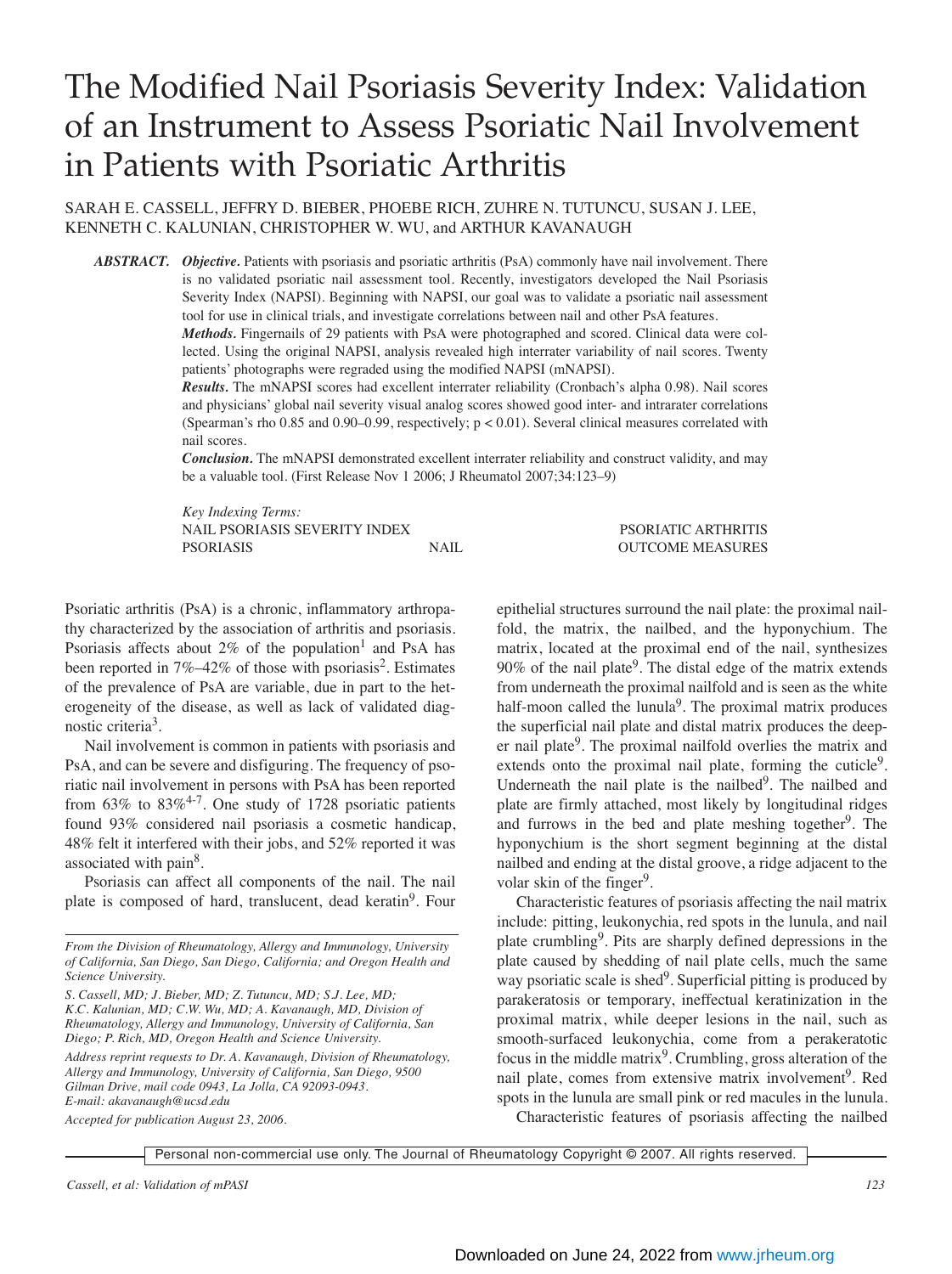# The Modified Nail Psoriasis Severity Index: Validation of an Instrument to Assess Psoriatic Nail Involvement in Patients with Psoriatic Arthritis

SARAH E. CASSELL, JEFFRY D. BIEBER, PHOEBE RICH, ZUHRE N. TUTUNCU, SUSAN J. LEE, KENNETH C. KALUNIAN, CHRISTOPHER W. WU, and ARTHUR KAVANAUGH

***ABSTRACT.*** ***Objective.*** Patients with psoriasis and psoriatic arthritis (PsA) commonly have nail involvement. There is no validated psoriatic nail assessment tool. Recently, investigators developed the Nail Psoriasis Severity Index (NAPSI). Beginning with NAPSI, our goal was to validate a psoriatic nail assessment tool for use in clinical trials, and investigate correlations between nail and other PsA features.

***Methods.*** Fingernails of 29 patients with PsA were photographed and scored. Clinical data were collected. Using the original NAPSI, analysis revealed high interrater variability of nail scores. Twenty patients' photographs were regraded using the modified NAPSI (mNAPSI).

***Results.*** The mNAPSI scores had excellent interrater reliability (Cronbach's alpha 0.98). Nail scores and physicians' global nail severity visual analog scores showed good inter- and intrarater correlations (Spearman's rho 0.85 and 0.90–0.99, respectively; $p < 0.01$). Several clinical measures correlated with nail scores.

***Conclusion.*** The mNAPSI demonstrated excellent interrater reliability and construct validity, and may be a valuable tool. (First Release Nov 1 2006; J Rheumatol 2007;34:123–9)

*Key Indexing Terms:*
NAIL PSORIASIS SEVERITY INDEX — PSORIATIC ARTHRITIS — PSORIASIS — NAIL — OUTCOME MEASURES

Psoriatic arthritis (PsA) is a chronic, inflammatory arthropathy characterized by the association of arthritis and psoriasis. Psoriasis affects about 2% of the population[1] and PsA has been reported in 7%–42% of those with psoriasis[2]. Estimates of the prevalence of PsA are variable, due in part to the heterogeneity of the disease, as well as lack of validated diagnostic criteria[3].

Nail involvement is common in patients with psoriasis and PsA, and can be severe and disfiguring. The frequency of psoriatic nail involvement in persons with PsA has been reported from 63% to 83%[4-7]. One study of 1728 psoriatic patients found 93% considered nail psoriasis a cosmetic handicap, 48% felt it interfered with their jobs, and 52% reported it was associated with pain[8].

Psoriasis can affect all components of the nail. The nail plate is composed of hard, translucent, dead keratin[9]. Four epithelial structures surround the nail plate: the proximal nailfold, the matrix, the nailbed, and the hyponychium. The matrix, located at the proximal end of the nail, synthesizes 90% of the nail plate[9]. The distal edge of the matrix extends from underneath the proximal nailfold and is seen as the white half-moon called the lunula[9]. The proximal matrix produces the superficial nail plate and distal matrix produces the deeper nail plate[9]. The proximal nailfold overlies the matrix and extends onto the proximal nail plate, forming the cuticle[9]. Underneath the nail plate is the nailbed[9]. The nailbed and plate are firmly attached, most likely by longitudinal ridges and furrows in the bed and plate meshing together[9]. The hyponychium is the short segment beginning at the distal nailbed and ending at the distal groove, a ridge adjacent to the volar skin of the finger[9].

Characteristic features of psoriasis affecting the nail matrix include: pitting, leukonychia, red spots in the lunula, and nail plate crumbling[9]. Pits are sharply defined depressions in the plate caused by shedding of nail plate cells, much the same way psoriatic scale is shed[9]. Superficial pitting is produced by parakeratosis or temporary, ineffectual keratinization in the proximal matrix, while deeper lesions in the nail, such as smooth-surfaced leukonychia, come from a perakeratotic focus in the middle matrix[9]. Crumbling, gross alteration of the nail plate, comes from extensive matrix involvement[9]. Red spots in the lunula are small pink or red macules in the lunula.

Characteristic features of psoriasis affecting the nailbed

*From the Division of Rheumatology, Allergy and Immunology, University of California, San Diego, San Diego, California; and Oregon Health and Science University.*

*S. Cassell, MD; J. Bieber, MD; Z. Tutuncu, MD; S.J. Lee, MD; K.C. Kalunian, MD; C.W. Wu, MD; A. Kavanaugh, MD, Division of Rheumatology, Allergy and Immunology, University of California, San Diego; P. Rich, MD, Oregon Health and Science University.*

*Address reprint requests to Dr. A. Kavanaugh, Division of Rheumatology, Allergy and Immunology, University of California, San Diego, 9500 Gilman Drive, mail code 0943, La Jolla, CA 92093-0943. E-mail: akavanaugh@ucsd.edu*

*Accepted for publication August 23, 2006.*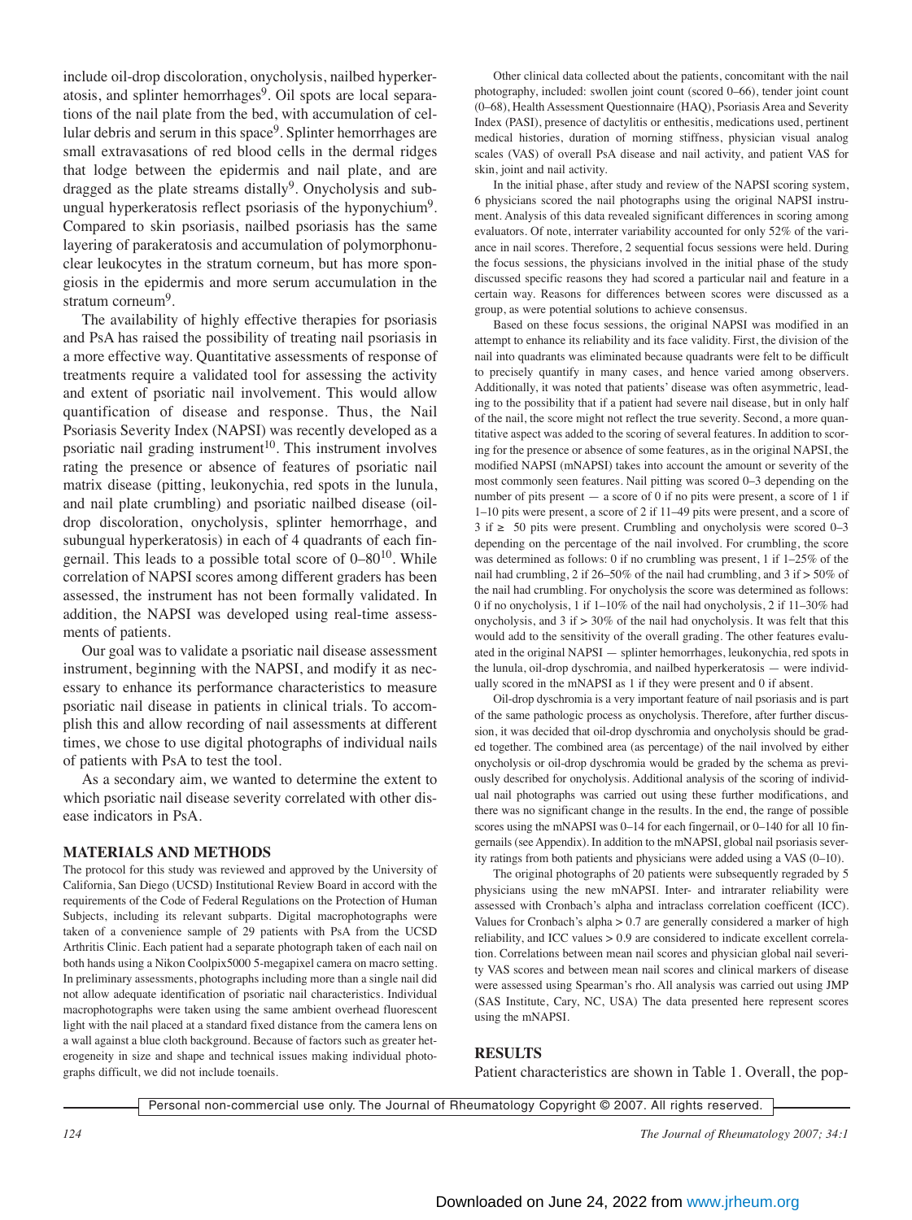include oil-drop discoloration, onycholysis, nailbed hyperkeratosis, and splinter hemorrhages[9]. Oil spots are local separations of the nail plate from the bed, with accumulation of cellular debris and serum in this space[9]. Splinter hemorrhages are small extravasations of red blood cells in the dermal ridges that lodge between the epidermis and nail plate, and are dragged as the plate streams distally[9]. Onycholysis and subungual hyperkeratosis reflect psoriasis of the hyponychium[9]. Compared to skin psoriasis, nailbed psoriasis has the same layering of parakeratosis and accumulation of polymorphonuclear leukocytes in the stratum corneum, but has more spongiosis in the epidermis and more serum accumulation in the stratum corneum[9].

The availability of highly effective therapies for psoriasis and PsA has raised the possibility of treating nail psoriasis in a more effective way. Quantitative assessments of response of treatments require a validated tool for assessing the activity and extent of psoriatic nail involvement. This would allow quantification of disease and response. Thus, the Nail Psoriasis Severity Index (NAPSI) was recently developed as a psoriatic nail grading instrument[10]. This instrument involves rating the presence or absence of features of psoriatic nail matrix disease (pitting, leukonychia, red spots in the lunula, and nail plate crumbling) and psoriatic nailbed disease (oil-drop discoloration, onycholysis, splinter hemorrhage, and subungual hyperkeratosis) in each of 4 quadrants of each fingernail. This leads to a possible total score of 0–80[10]. While correlation of NAPSI scores among different graders has been assessed, the instrument has not been formally validated. In addition, the NAPSI was developed using real-time assessments of patients.

Our goal was to validate a psoriatic nail disease assessment instrument, beginning with the NAPSI, and modify it as necessary to enhance its performance characteristics to measure psoriatic nail disease in patients in clinical trials. To accomplish this and allow recording of nail assessments at different times, we chose to use digital photographs of individual nails of patients with PsA to test the tool.

As a secondary aim, we wanted to determine the extent to which psoriatic nail disease severity correlated with other disease indicators in PsA.

## MATERIALS AND METHODS

The protocol for this study was reviewed and approved by the University of California, San Diego (UCSD) Institutional Review Board in accord with the requirements of the Code of Federal Regulations on the Protection of Human Subjects, including its relevant subparts. Digital macrophotographs were taken of a convenience sample of 29 patients with PsA from the UCSD Arthritis Clinic. Each patient had a separate photograph taken of each nail on both hands using a Nikon Coolpix5000 5-megapixel camera on macro setting. In preliminary assessments, photographs including more than a single nail did not allow adequate identification of psoriatic nail characteristics. Individual macrophotographs were taken using the same ambient overhead fluorescent light with the nail placed at a standard fixed distance from the camera lens on a wall against a blue cloth background. Because of factors such as greater heterogeneity in size and shape and technical issues making individual photographs difficult, we did not include toenails.

Other clinical data collected about the patients, concomitant with the nail photography, included: swollen joint count (scored 0–66), tender joint count (0–68), Health Assessment Questionnaire (HAQ), Psoriasis Area and Severity Index (PASI), presence of dactylitis or enthesitis, medications used, pertinent medical histories, duration of morning stiffness, physician visual analog scales (VAS) of overall PsA disease and nail activity, and patient VAS for skin, joint and nail activity.

In the initial phase, after study and review of the NAPSI scoring system, 6 physicians scored the nail photographs using the original NAPSI instrument. Analysis of this data revealed significant differences in scoring among evaluators. Of note, interrater variability accounted for only 52% of the variance in nail scores. Therefore, 2 sequential focus sessions were held. During the focus sessions, the physicians involved in the initial phase of the study discussed specific reasons they had scored a particular nail and feature in a certain way. Reasons for differences between scores were discussed as a group, as were potential solutions to achieve consensus.

Based on these focus sessions, the original NAPSI was modified in an attempt to enhance its reliability and its face validity. First, the division of the nail into quadrants was eliminated because quadrants were felt to be difficult to precisely quantify in many cases, and hence varied among observers. Additionally, it was noted that patients' disease was often asymmetric, leading to the possibility that if a patient had severe nail disease, but in only half of the nail, the score might not reflect the true severity. Second, a more quantitative aspect was added to the scoring of several features. In addition to scoring for the presence or absence of some features, as in the original NAPSI, the modified NAPSI (mNAPSI) takes into account the amount or severity of the most commonly seen features. Nail pitting was scored 0–3 depending on the number of pits present — a score of 0 if no pits were present, a score of 1 if 1–10 pits were present, a score of 2 if 11–49 pits were present, and a score of 3 if ≥ 50 pits were present. Crumbling and onycholysis were scored 0–3 depending on the percentage of the nail involved. For crumbling, the score was determined as follows: 0 if no crumbling was present, 1 if 1–25% of the nail had crumbling, 2 if 26–50% of the nail had crumbling, and 3 if > 50% of the nail had crumbling. For onycholysis the score was determined as follows: 0 if no onycholysis, 1 if 1–10% of the nail had onycholysis, 2 if 11–30% had onycholysis, and 3 if > 30% of the nail had onycholysis. It was felt that this would add to the sensitivity of the overall grading. The other features evaluated in the original NAPSI — splinter hemorrhages, leukonychia, red spots in the lunula, oil-drop dyschromia, and nailbed hyperkeratosis — were individually scored in the mNAPSI as 1 if they were present and 0 if absent.

Oil-drop dyschromia is a very important feature of nail psoriasis and is part of the same pathologic process as onycholysis. Therefore, after further discussion, it was decided that oil-drop dyschromia and onycholysis should be graded together. The combined area (as percentage) of the nail involved by either onycholysis or oil-drop dyschromia would be graded by the schema as previously described for onycholysis. Additional analysis of the scoring of individual nail photographs was carried out using these further modifications, and there was no significant change in the results. In the end, the range of possible scores using the mNAPSI was 0–14 for each fingernail, or 0–140 for all 10 fingernails (see Appendix). In addition to the mNAPSI, global nail psoriasis severity ratings from both patients and physicians were added using a VAS (0–10).

The original photographs of 20 patients were subsequently regraded by 5 physicians using the new mNAPSI. Inter- and intrarater reliability were assessed with Cronbach's alpha and intraclass correlation coefficient (ICC). Values for Cronbach's alpha > 0.7 are generally considered a marker of high reliability, and ICC values > 0.9 are considered to indicate excellent correlation. Correlations between mean nail scores and physician global nail severity VAS scores and between mean nail scores and clinical markers of disease were assessed using Spearman's rho. All analysis was carried out using JMP (SAS Institute, Cary, NC, USA) The data presented here represent scores using the mNAPSI.

## RESULTS

Patient characteristics are shown in Table 1. Overall, the pop-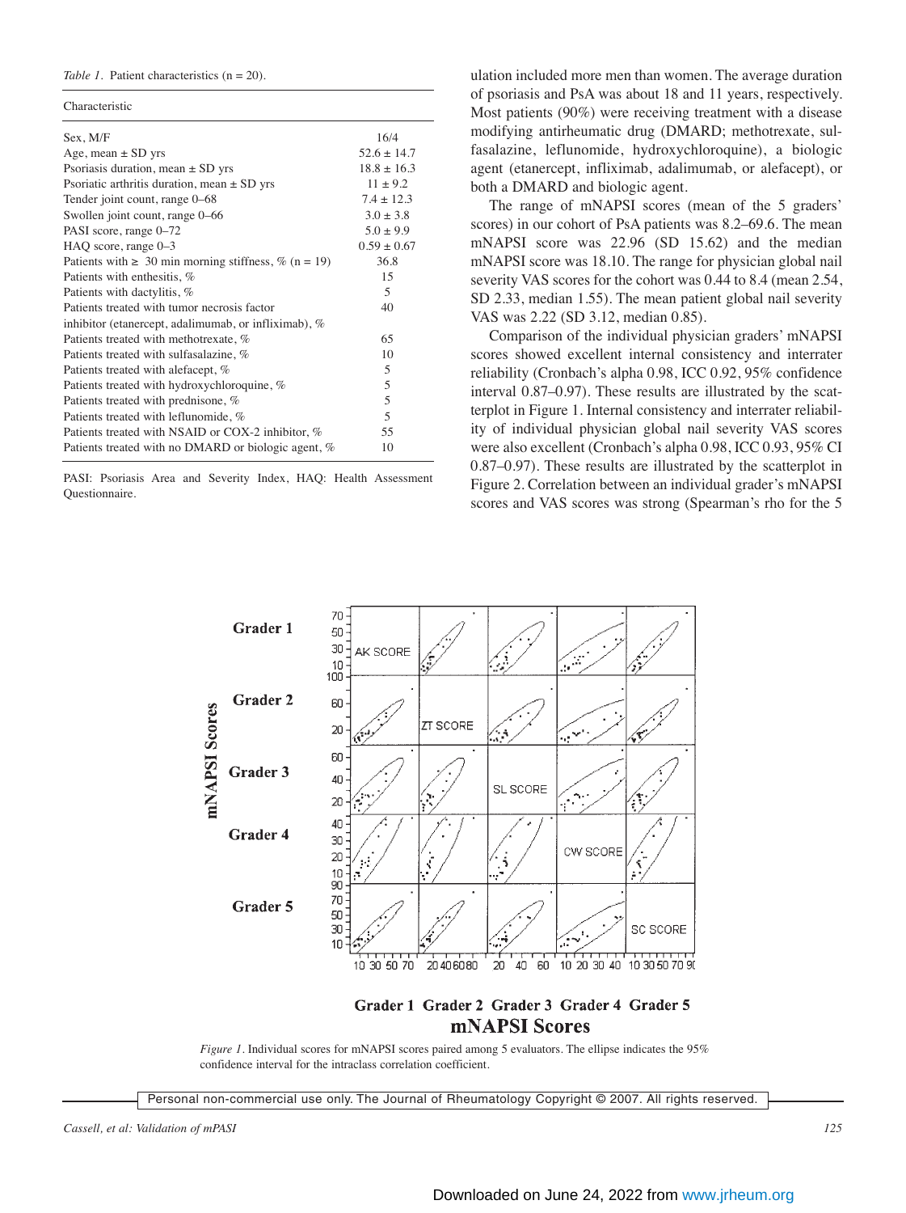*Table 1.* Patient characteristics (n = 20).

| Characteristic | |
|---|---|
| Sex, M/F | 16/4 |
| Age, mean ± SD yrs | 52.6 ± 14.7 |
| Psoriasis duration, mean ± SD yrs | 18.8 ± 16.3 |
| Psoriatic arthritis duration, mean ± SD yrs | 11 ± 9.2 |
| Tender joint count, range 0–68 | 7.4 ± 12.3 |
| Swollen joint count, range 0–66 | 3.0 ± 3.8 |
| PASI score, range 0–72 | 5.0 ± 9.9 |
| HAQ score, range 0–3 | 0.59 ± 0.67 |
| Patients with ≥ 30 min morning stiffness, % (n = 19) | 36.8 |
| Patients with enthesitis, % | 15 |
| Patients with dactylitis, % | 5 |
| Patients treated with tumor necrosis factor inhibitor (etanercept, adalimumab, or infliximab), % | 40 |
| Patients treated with methotrexate, % | 65 |
| Patients treated with sulfasalazine, % | 10 |
| Patients treated with alefacept, % | 5 |
| Patients treated with hydroxychloroquine, % | 5 |
| Patients treated with prednisone, % | 5 |
| Patients treated with leflunomide, % | 5 |
| Patients treated with NSAID or COX-2 inhibitor, % | 55 |
| Patients treated with no DMARD or biologic agent, % | 10 |

PASI: Psoriasis Area and Severity Index, HAQ: Health Assessment Questionnaire.

ulation included more men than women. The average duration of psoriasis and PsA was about 18 and 11 years, respectively. Most patients (90%) were receiving treatment with a disease modifying antirheumatic drug (DMARD; methotrexate, sulfasalazine, leflunomide, hydroxychloroquine), a biologic agent (etanercept, infliximab, adalimumab, or alefacept), or both a DMARD and biologic agent.

The range of mNAPSI scores (mean of the 5 graders' scores) in our cohort of PsA patients was 8.2–69.6. The mean mNAPSI score was 22.96 (SD 15.62) and the median mNAPSI score was 18.10. The range for physician global nail severity VAS scores for the cohort was 0.44 to 8.4 (mean 2.54, SD 2.33, median 1.55). The mean patient global nail severity VAS was 2.22 (SD 3.12, median 0.85).

Comparison of the individual physician graders' mNAPSI scores showed excellent internal consistency and interrater reliability (Cronbach's alpha 0.98, ICC 0.92, 95% confidence interval 0.87–0.97). These results are illustrated by the scatterplot in Figure 1. Internal consistency and interrater reliability of individual physician global nail severity VAS scores were also excellent (Cronbach's alpha 0.98, ICC 0.93, 95% CI 0.87–0.97). These results are illustrated by the scatterplot in Figure 2. Correlation between an individual grader's mNAPSI scores and VAS scores was strong (Spearman's rho for the 5

*Figure 1.* Individual scores for mNAPSI scores paired among 5 evaluators. The ellipse indicates the 95% confidence interval for the intraclass correlation coefficient.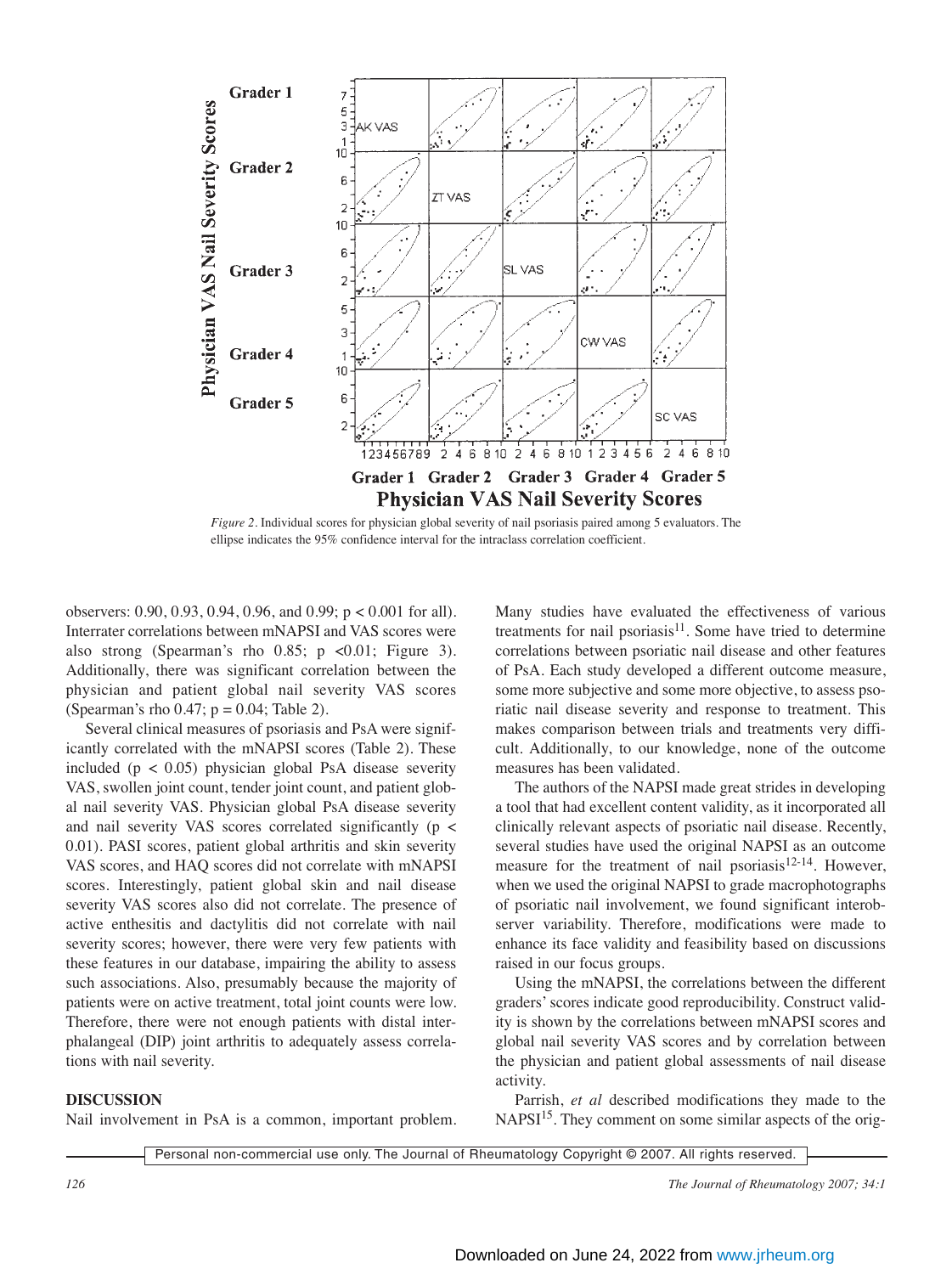*Figure 2*. Individual scores for physician global severity of nail psoriasis paired among 5 evaluators. The ellipse indicates the 95% confidence interval for the intraclass correlation coefficient.

observers: 0.90, 0.93, 0.94, 0.96, and 0.99; $p < 0.001$ for all). Interrater correlations between mNAPSI and VAS scores were also strong (Spearman's rho 0.85; $p < 0.01$; Figure 3). Additionally, there was significant correlation between the physician and patient global nail severity VAS scores (Spearman's rho 0.47; $p = 0.04$; Table 2).

Several clinical measures of psoriasis and PsA were significantly correlated with the mNAPSI scores (Table 2). These included ($p < 0.05$) physician global PsA disease severity VAS, swollen joint count, tender joint count, and patient global nail severity VAS. Physician global PsA disease severity and nail severity VAS scores correlated significantly ($p < 0.01$). PASI scores, patient global arthritis and skin severity VAS scores, and HAQ scores did not correlate with mNAPSI scores. Interestingly, patient global skin and nail disease severity VAS scores also did not correlate. The presence of active enthesitis and dactylitis did not correlate with nail severity scores; however, there were very few patients with these features in our database, impairing the ability to assess such associations. Also, presumably because the majority of patients were on active treatment, total joint counts were low. Therefore, there were not enough patients with distal interphalangeal (DIP) joint arthritis to adequately assess correlations with nail severity.

## DISCUSSION

Nail involvement in PsA is a common, important problem. Many studies have evaluated the effectiveness of various treatments for nail psoriasis[11]. Some have tried to determine correlations between psoriatic nail disease and other features of PsA. Each study developed a different outcome measure, some more subjective and some more objective, to assess psoriatic nail disease severity and response to treatment. This makes comparison between trials and treatments very difficult. Additionally, to our knowledge, none of the outcome measures has been validated.

The authors of the NAPSI made great strides in developing a tool that had excellent content validity, as it incorporated all clinically relevant aspects of psoriatic nail disease. Recently, several studies have used the original NAPSI as an outcome measure for the treatment of nail psoriasis[12-14]. However, when we used the original NAPSI to grade macrophotographs of psoriatic nail involvement, we found significant interobserver variability. Therefore, modifications were made to enhance its face validity and feasibility based on discussions raised in our focus groups.

Using the mNAPSI, the correlations between the different graders' scores indicate good reproducibility. Construct validity is shown by the correlations between mNAPSI scores and global nail severity VAS scores and by correlation between the physician and patient global assessments of nail disease activity.

Parrish, *et al* described modifications they made to the NAPSI[15]. They comment on some similar aspects of the orig-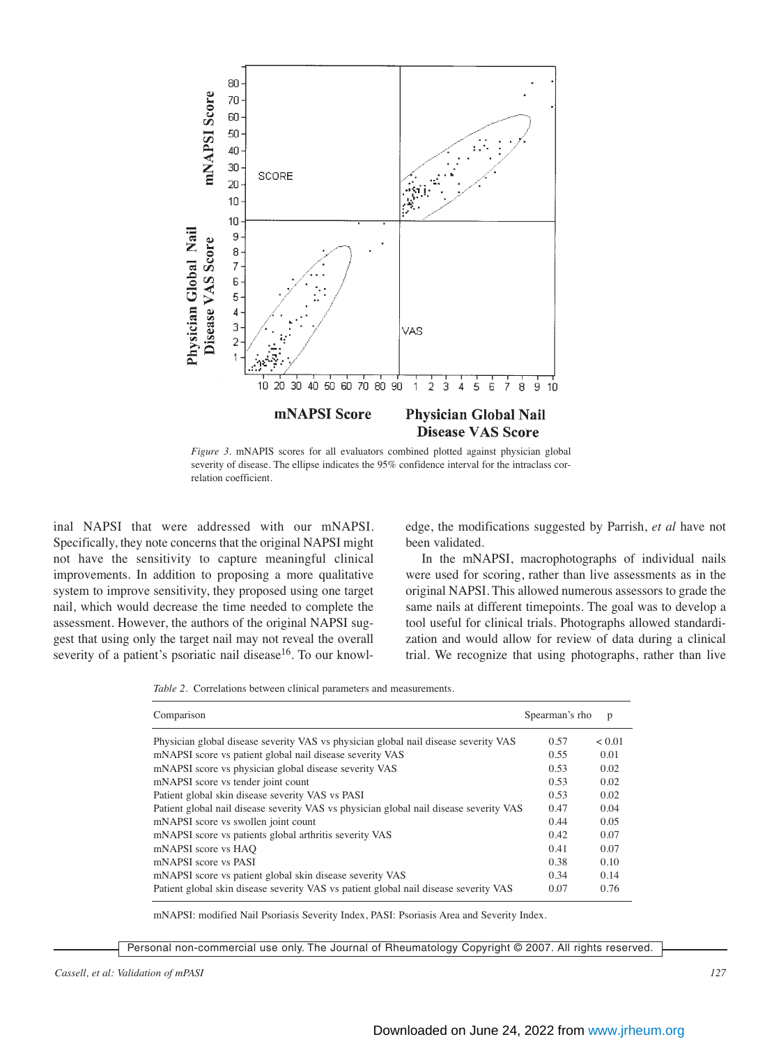*Figure 3*. mNAPIS scores for all evaluators combined plotted against physician global severity of disease. The ellipse indicates the 95% confidence interval for the intraclass correlation coefficient.

inal NAPSI that were addressed with our mNAPSI. Specifically, they note concerns that the original NAPSI might not have the sensitivity to capture meaningful clinical improvements. In addition to proposing a more qualitative system to improve sensitivity, they proposed using one target nail, which would decrease the time needed to complete the assessment. However, the authors of the original NAPSI suggest that using only the target nail may not reveal the overall severity of a patient's psoriatic nail disease[16]. To our knowledge, the modifications suggested by Parrish, *et al* have not been validated.

In the mNAPSI, macrophotographs of individual nails were used for scoring, rather than live assessments as in the original NAPSI. This allowed numerous assessors to grade the same nails at different timepoints. The goal was to develop a tool useful for clinical trials. Photographs allowed standardization and would allow for review of data during a clinical trial. We recognize that using photographs, rather than live

*Table 2*. Correlations between clinical parameters and measurements.

| Comparison | Spearman's rho | p |
|---|---|---|
| Physician global disease severity VAS vs physician global nail disease severity VAS | 0.57 | < 0.01 |
| mNAPSI score vs patient global nail disease severity VAS | 0.55 | 0.01 |
| mNAPSI score vs physician global disease severity VAS | 0.53 | 0.02 |
| mNAPSI score vs tender joint count | 0.53 | 0.02 |
| Patient global skin disease severity VAS vs PASI | 0.53 | 0.02 |
| Patient global nail disease severity VAS vs physician global nail disease severity VAS | 0.47 | 0.04 |
| mNAPSI score vs swollen joint count | 0.44 | 0.05 |
| mNAPSI score vs patients global arthritis severity VAS | 0.42 | 0.07 |
| mNAPSI score vs HAQ | 0.41 | 0.07 |
| mNAPSI score vs PASI | 0.38 | 0.10 |
| mNAPSI score vs patient global skin disease severity VAS | 0.34 | 0.14 |
| Patient global skin disease severity VAS vs patient global nail disease severity VAS | 0.07 | 0.76 |

mNAPSI: modified Nail Psoriasis Severity Index, PASI: Psoriasis Area and Severity Index.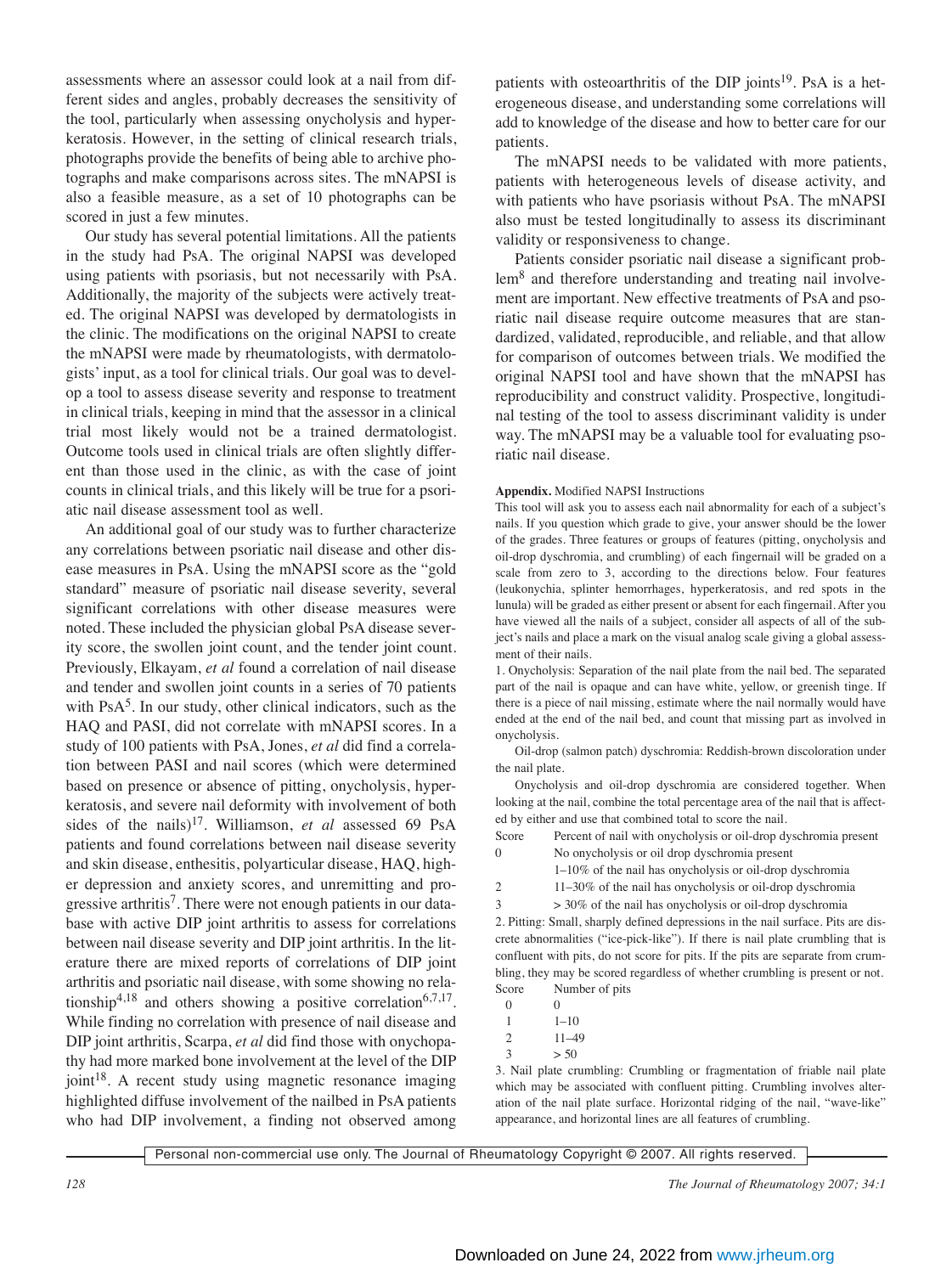assessments where an assessor could look at a nail from different sides and angles, probably decreases the sensitivity of the tool, particularly when assessing onycholysis and hyperkeratosis. However, in the setting of clinical research trials, photographs provide the benefits of being able to archive photographs and make comparisons across sites. The mNAPSI is also a feasible measure, as a set of 10 photographs can be scored in just a few minutes.

Our study has several potential limitations. All the patients in the study had PsA. The original NAPSI was developed using patients with psoriasis, but not necessarily with PsA. Additionally, the majority of the subjects were actively treated. The original NAPSI was developed by dermatologists in the clinic. The modifications on the original NAPSI to create the mNAPSI were made by rheumatologists, with dermatologists' input, as a tool for clinical trials. Our goal was to develop a tool to assess disease severity and response to treatment in clinical trials, keeping in mind that the assessor in a clinical trial most likely would not be a trained dermatologist. Outcome tools used in clinical trials are often slightly different than those used in the clinic, as with the case of joint counts in clinical trials, and this likely will be true for a psoriatic nail disease assessment tool as well.

An additional goal of our study was to further characterize any correlations between psoriatic nail disease and other disease measures in PsA. Using the mNAPSI score as the "gold standard" measure of psoriatic nail disease severity, several significant correlations with other disease measures were noted. These included the physician global PsA disease severity score, the swollen joint count, and the tender joint count. Previously, Elkayam, *et al* found a correlation of nail disease and tender and swollen joint counts in a series of 70 patients with PsA[5]. In our study, other clinical indicators, such as the HAQ and PASI, did not correlate with mNAPSI scores. In a study of 100 patients with PsA, Jones, *et al* did find a correlation between PASI and nail scores (which were determined based on presence or absence of pitting, onycholysis, hyperkeratosis, and severe nail deformity with involvement of both sides of the nails)[17]. Williamson, *et al* assessed 69 PsA patients and found correlations between nail disease severity and skin disease, enthesitis, polyarticular disease, HAQ, higher depression and anxiety scores, and unremitting and progressive arthritis[7]. There were not enough patients in our database with active DIP joint arthritis to assess for correlations between nail disease severity and DIP joint arthritis. In the literature there are mixed reports of correlations of DIP joint arthritis and psoriatic nail disease, with some showing no relationship[4,18] and others showing a positive correlation[6,7,17]. While finding no correlation with presence of nail disease and DIP joint arthritis, Scarpa, *et al* did find those with onychopathy had more marked bone involvement at the level of the DIP joint[18]. A recent study using magnetic resonance imaging highlighted diffuse involvement of the nailbed in PsA patients who had DIP involvement, a finding not observed among patients with osteoarthritis of the DIP joints[19]. PsA is a heterogeneous disease, and understanding some correlations will add to knowledge of the disease and how to better care for our patients.

The mNAPSI needs to be validated with more patients, patients with heterogeneous levels of disease activity, and with patients who have psoriasis without PsA. The mNAPSI also must be tested longitudinally to assess its discriminant validity or responsiveness to change.

Patients consider psoriatic nail disease a significant problem[8] and therefore understanding and treating nail involvement are important. New effective treatments of PsA and psoriatic nail disease require outcome measures that are standardized, validated, reproducible, and reliable, and that allow for comparison of outcomes between trials. We modified the original NAPSI tool and have shown that the mNAPSI has reproducibility and construct validity. Prospective, longitudinal testing of the tool to assess discriminant validity is under way. The mNAPSI may be a valuable tool for evaluating psoriatic nail disease.

**Appendix.** Modified NAPSI Instructions

This tool will ask you to assess each nail abnormality for each of a subject's nails. If you question which grade to give, your answer should be the lower of the grades. Three features or groups of features (pitting, onycholysis and oil-drop dyschromia, and crumbling) of each fingernail will be graded on a scale from zero to 3, according to the directions below. Four features (leukonychia, splinter hemorrhages, hyperkeratosis, and red spots in the lunula) will be graded as either present or absent for each fingernail. After you have viewed all the nails of a subject, consider all aspects of all of the subject's nails and place a mark on the visual analog scale giving a global assessment of their nails.

1. Onycholysis: Separation of the nail plate from the nail bed. The separated part of the nail is opaque and can have white, yellow, or greenish tinge. If there is a piece of nail missing, estimate where the nail normally would have ended at the end of the nail bed, and count that missing part as involved in onycholysis.

Oil-drop (salmon patch) dyschromia: Reddish-brown discoloration under the nail plate.

Onycholysis and oil-drop dyschromia are considered together. When looking at the nail, combine the total percentage area of the nail that is affected by either and use that combined total to score the nail.

| Score | Percent of nail with onycholysis or oil-drop dyschromia present |
|---|---|
| 0 | No onycholysis or oil drop dyschromia present |
| | 1–10% of the nail has onycholysis or oil-drop dyschromia |
| 2 | 11–30% of the nail has onycholysis or oil-drop dyschromia |
| 3 | > 30% of the nail has onycholysis or oil-drop dyschromia |

2. Pitting: Small, sharply defined depressions in the nail surface. Pits are discrete abnormalities ("ice-pick-like"). If there is nail plate crumbling that is confluent with pits, do not score for pits. If the pits are separate from crumbling, they may be scored regardless of whether crumbling is present or not.

| Score | Number of pits |
|---|---|
| 0 | 0 |
| 1 | 1–10 |
| 2 | 11–49 |
| 3 | > 50 |

3. Nail plate crumbling: Crumbling or fragmentation of friable nail plate which may be associated with confluent pitting. Crumbling involves alteration of the nail plate surface. Horizontal ridging of the nail, "wave-like" appearance, and horizontal lines are all features of crumbling.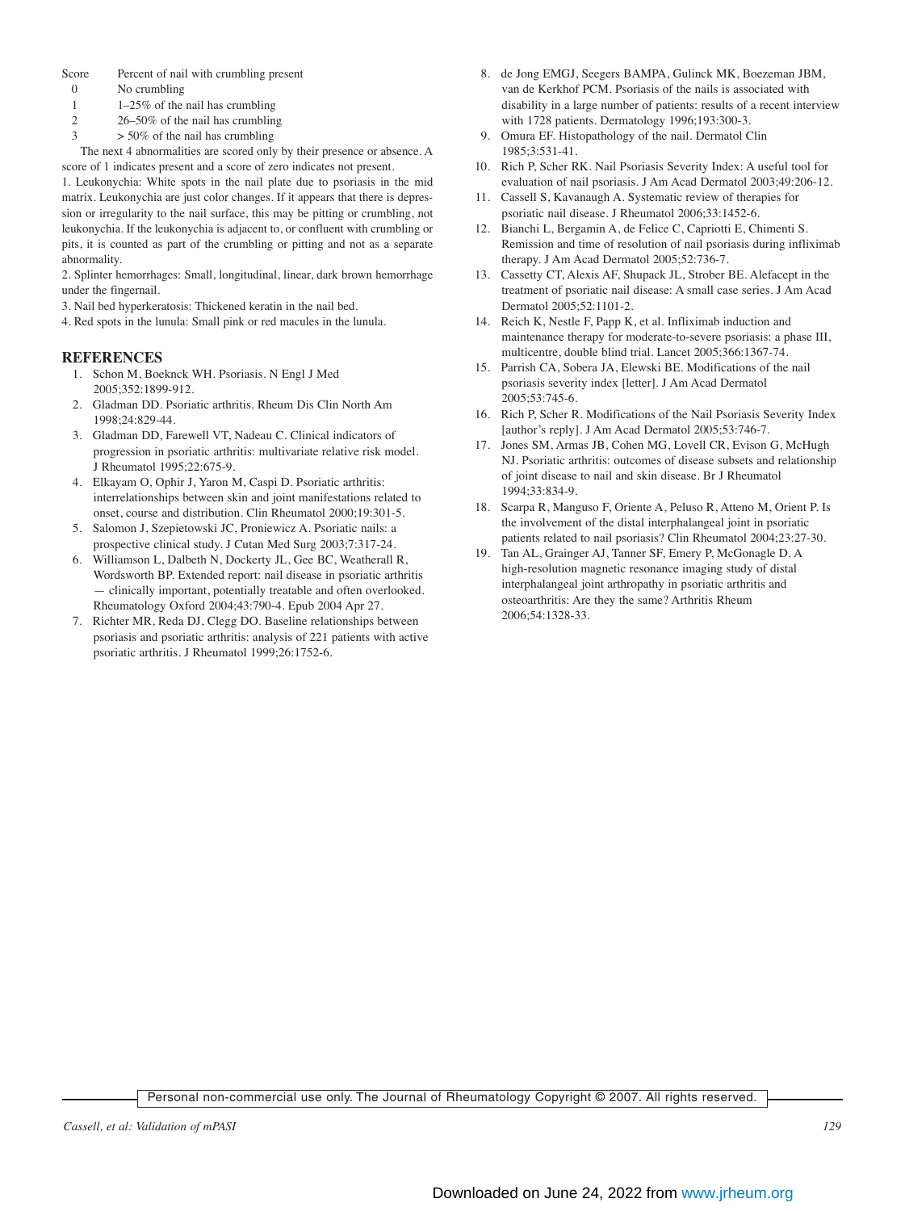| Score | Percent of nail with crumbling present |
|---|---|
| 0 | No crumbling |
| 1 | 1–25% of the nail has crumbling |
| 2 | 26–50% of the nail has crumbling |
| 3 | > 50% of the nail has crumbling |

The next 4 abnormalities are scored only by their presence or absence. A score of 1 indicates present and a score of zero indicates not present.

1. Leukonychia: White spots in the nail plate due to psoriasis in the mid matrix. Leukonychia are just color changes. If it appears that there is depression or irregularity to the nail surface, this may be pitting or crumbling, not leukonychia. If the leukonychia is adjacent to, or confluent with crumbling or pits, it is counted as part of the crumbling or pitting and not as a separate abnormality.
2. Splinter hemorrhages: Small, longitudinal, linear, dark brown hemorrhage under the fingernail.
3. Nail bed hyperkeratosis: Thickened keratin in the nail bed.
4. Red spots in the lunula: Small pink or red macules in the lunula.

## REFERENCES

1. Schon M, Boeknck WH. Psoriasis. N Engl J Med 2005;352:1899-912.
2. Gladman DD. Psoriatic arthritis. Rheum Dis Clin North Am 1998;24:829-44.
3. Gladman DD, Farewell VT, Nadeau C. Clinical indicators of progression in psoriatic arthritis: multivariate relative risk model. J Rheumatol 1995;22:675-9.
4. Elkayam O, Ophir J, Yaron M, Caspi D. Psoriatic arthritis: interrelationships between skin and joint manifestations related to onset, course and distribution. Clin Rheumatol 2000;19:301-5.
5. Salomon J, Szepietowski JC, Proniewicz A. Psoriatic nails: a prospective clinical study. J Cutan Med Surg 2003;7:317-24.
6. Williamson L, Dalbeth N, Dockerty JL, Gee BC, Weatherall R, Wordsworth BP. Extended report: nail disease in psoriatic arthritis — clinically important, potentially treatable and often overlooked. Rheumatology Oxford 2004;43:790-4. Epub 2004 Apr 27.
7. Richter MR, Reda DJ, Clegg DO. Baseline relationships between psoriasis and psoriatic arthritis: analysis of 221 patients with active psoriatic arthritis. J Rheumatol 1999;26:1752-6.
8. de Jong EMGJ, Seegers BAMPA, Gulinck MK, Boezeman JBM, van de Kerkhof PCM. Psoriasis of the nails is associated with disability in a large number of patients: results of a recent interview with 1728 patients. Dermatology 1996;193:300-3.
9. Omura EF. Histopathology of the nail. Dermatol Clin 1985;3:531-41.
10. Rich P, Scher RK. Nail Psoriasis Severity Index: A useful tool for evaluation of nail psoriasis. J Am Acad Dermatol 2003;49:206-12.
11. Cassell S, Kavanaugh A. Systematic review of therapies for psoriatic nail disease. J Rheumatol 2006;33:1452-6.
12. Bianchi L, Bergamin A, de Felice C, Capriotti E, Chimenti S. Remission and time of resolution of nail psoriasis during infliximab therapy. J Am Acad Dermatol 2005;52:736-7.
13. Cassetty CT, Alexis AF, Shupack JL, Strober BE. Alefacept in the treatment of psoriatic nail disease: A small case series. J Am Acad Dermatol 2005;52:1101-2.
14. Reich K, Nestle F, Papp K, et al. Infliximab induction and maintenance therapy for moderate-to-severe psoriasis: a phase III, multicentre, double blind trial. Lancet 2005;366:1367-74.
15. Parrish CA, Sobera JA, Elewski BE. Modifications of the nail psoriasis severity index [letter]. J Am Acad Dermatol 2005;53:745-6.
16. Rich P, Scher R. Modifications of the Nail Psoriasis Severity Index [author's reply]. J Am Acad Dermatol 2005;53:746-7.
17. Jones SM, Armas JB, Cohen MG, Lovell CR, Evison G, McHugh NJ. Psoriatic arthritis: outcomes of disease subsets and relationship of joint disease to nail and skin disease. Br J Rheumatol 1994;33:834-9.
18. Scarpa R, Manguso F, Oriente A, Peluso R, Atteno M, Orient P. Is the involvement of the distal interphalangeal joint in psoriatic patients related to nail psoriasis? Clin Rheumatol 2004;23:27-30.
19. Tan AL, Grainger AJ, Tanner SF, Emery P, McGonagle D. A high-resolution magnetic resonance imaging study of distal interphalangeal joint arthropathy in psoriatic arthritis and osteoarthritis: Are they the same? Arthritis Rheum 2006;54:1328-33.